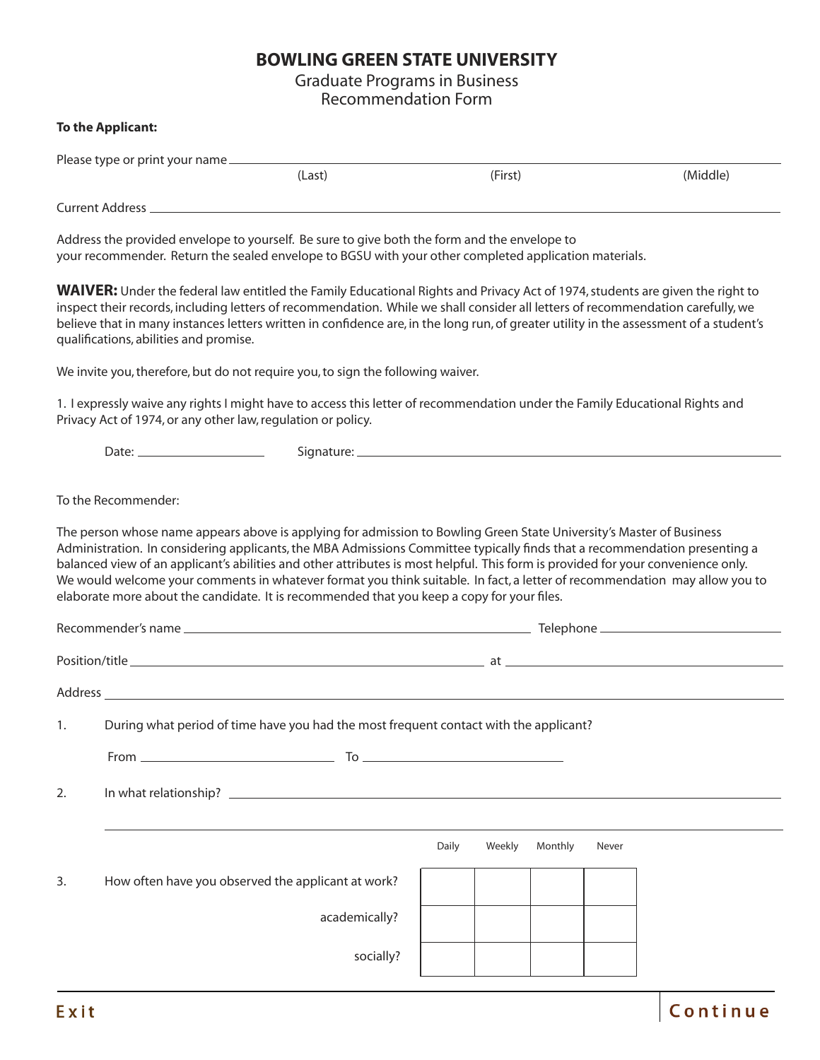# BOWLING GREEN STATE UNIVERSITY

Graduate Programs in Business
Recommendation Form

**To the Applicant:**

Please type or print your name ______________________________________________
(Last) (First) (Middle)

Current Address ______________________________________________

Address the provided envelope to yourself. Be sure to give both the form and the envelope to your recommender. Return the sealed envelope to BGSU with your other completed application materials.

**WAIVER:** Under the federal law entitled the Family Educational Rights and Privacy Act of 1974, students are given the right to inspect their records, including letters of recommendation. While we shall consider all letters of recommendation carefully, we believe that in many instances letters written in confidence are, in the long run, of greater utility in the assessment of a student's qualifications, abilities and promise.

We invite you, therefore, but do not require you, to sign the following waiver.

1. I expressly waive any rights I might have to access this letter of recommendation under the Family Educational Rights and Privacy Act of 1974, or any other law, regulation or policy.

Date: ____________________ Signature: ______________________________________________

To the Recommender:

The person whose name appears above is applying for admission to Bowling Green State University's Master of Business Administration. In considering applicants, the MBA Admissions Committee typically finds that a recommendation presenting a balanced view of an applicant's abilities and other attributes is most helpful. This form is provided for your convenience only. We would welcome your comments in whatever format you think suitable. In fact, a letter of recommendation may allow you to elaborate more about the candidate. It is recommended that you keep a copy for your files.

Recommender's name ______________________________________________ Telephone ____________________

Position/title ______________________________________________ at ______________________________

Address ______________________________________________

1. During what period of time have you had the most frequent contact with the applicant?

   From ____________________ To ____________________

2. In what relationship? ______________________________________________

______________________________________________

3.

| | Daily | Weekly | Monthly | Never |
|---|---|---|---|---|
| How often have you observed the applicant at work? | | | | |
| academically? | | | | |
| socially? | | | | |

Exit Continue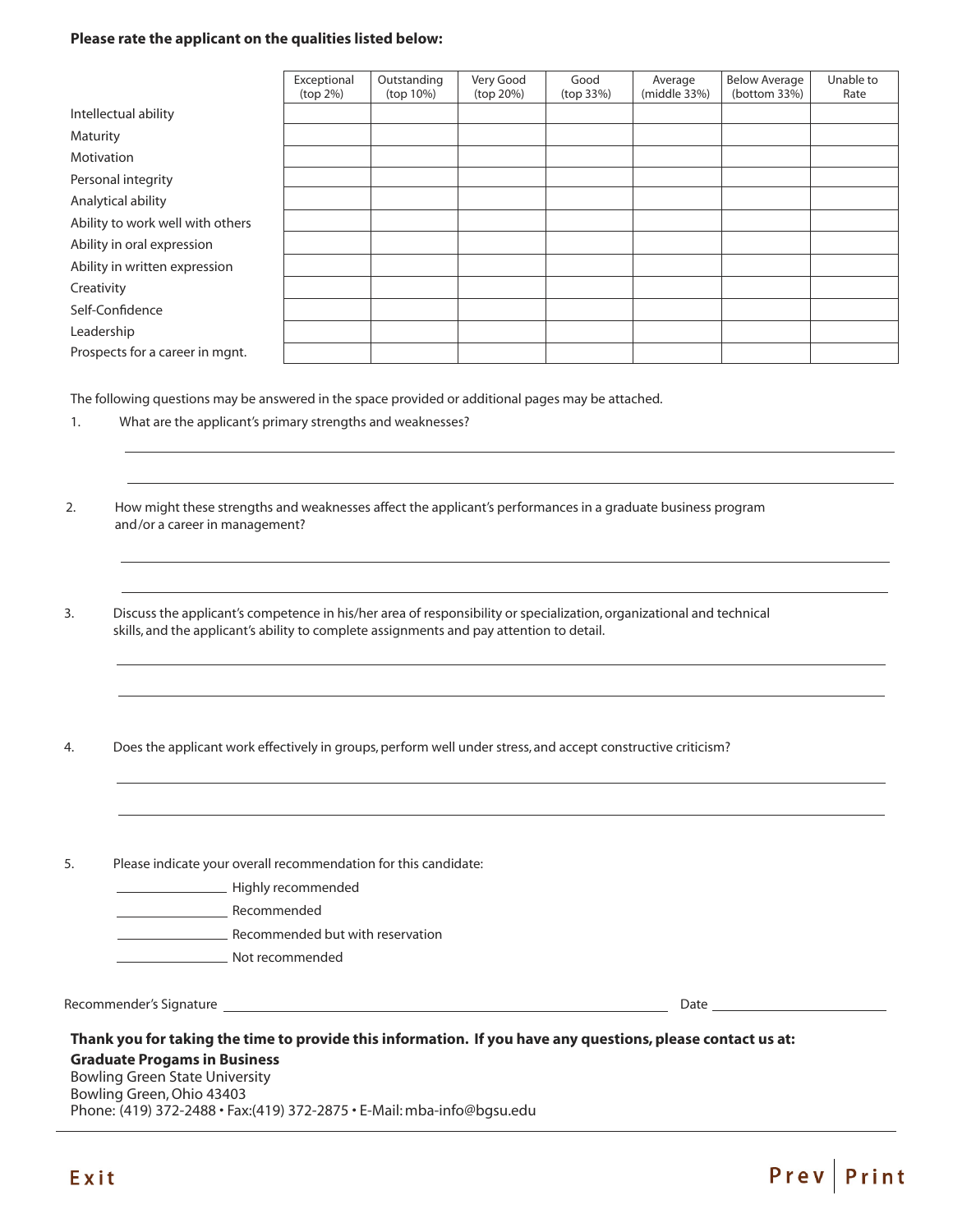**Please rate the applicant on the qualities listed below:**

| | Exceptional (top 2%) | Outstanding (top 10%) | Very Good (top 20%) | Good (top 33%) | Average (middle 33%) | Below Average (bottom 33%) | Unable to Rate |
|---|---|---|---|---|---|---|---|
| Intellectual ability | | | | | | | |
| Maturity | | | | | | | |
| Motivation | | | | | | | |
| Personal integrity | | | | | | | |
| Analytical ability | | | | | | | |
| Ability to work well with others | | | | | | | |
| Ability in oral expression | | | | | | | |
| Ability in written expression | | | | | | | |
| Creativity | | | | | | | |
| Self-Confidence | | | | | | | |
| Leadership | | | | | | | |
| Prospects for a career in mgnt. | | | | | | | |

The following questions may be answered in the space provided or additional pages may be attached.

1. What are the applicant's primary strengths and weaknesses?

2. How might these strengths and weaknesses affect the applicant's performances in a graduate business program and/or a career in management?

3. Discuss the applicant's competence in his/her area of responsibility or specialization, organizational and technical skills, and the applicant's ability to complete assignments and pay attention to detail.

4. Does the applicant work effectively in groups, perform well under stress, and accept constructive criticism?

5. Please indicate your overall recommendation for this candidate:

   ________ Highly recommended

   ________ Recommended

   ________ Recommended but with reservation

   ________ Not recommended

Recommender's Signature ______________________ Date ____________

**Thank you for taking the time to provide this information. If you have any questions, please contact us at:**

**Graduate Progams in Business**
Bowling Green State University
Bowling Green, Ohio 43403
Phone: (419) 372-2488 • Fax:(419) 372-2875 • E-Mail: mba-info@bgsu.edu

Exit

Prev | Print